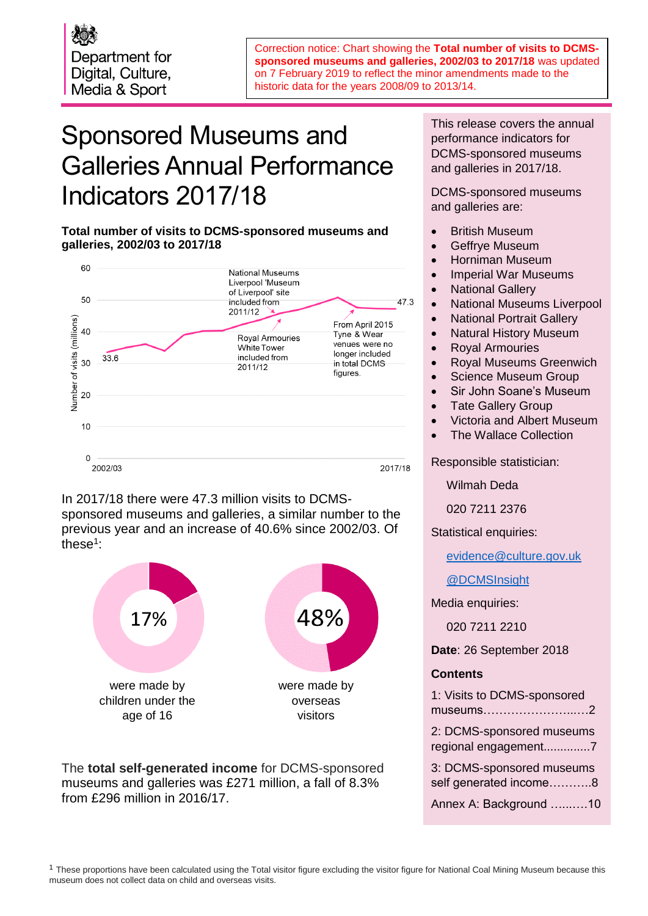Department for Digital, Culture, Media & Sport

Correction notice: Chart showing the **Total number of visits to DCMS-sponsored museums and galleries, 2002/03 to 2017/18** was updated on 7 February 2019 to reflect the minor amendments made to the historic data for the years 2008/09 to 2013/14.

# Sponsored Museums and Galleries Annual Performance Indicators 2017/18

**Total number of visits to DCMS-sponsored museums and galleries, 2002/03 to 2017/18**

Number of visits (millions)

60
50
40
30
20
10
0

2002/03 — 2017/18

33.6

47.3

National Museums Liverpool 'Museum of Liverpool' site included from 2011/12

Royal Armouries White Tower included from 2011/12

From April 2015 Tyne & Wear venues were no longer included in total DCMS figures.

In 2017/18 there were 47.3 million visits to DCMS-sponsored museums and galleries, a similar number to the previous year and an increase of 40.6% since 2002/03. Of these[1]:

17% were made by children under the age of 16

48% were made by overseas visitors

The **total self-generated income** for DCMS-sponsored museums and galleries was £271 million, a fall of 8.3% from £296 million in 2016/17.

This release covers the annual performance indicators for DCMS-sponsored museums and galleries in 2017/18.

DCMS-sponsored museums and galleries are:

- British Museum
- Geffrye Museum
- Horniman Museum
- Imperial War Museums
- National Gallery
- National Museums Liverpool
- National Portrait Gallery
- Natural History Museum
- Royal Armouries
- Royal Museums Greenwich
- Science Museum Group
- Sir John Soane's Museum
- Tate Gallery Group
- Victoria and Albert Museum
- The Wallace Collection

Responsible statistician:

Wilmah Deda

020 7211 2376

Statistical enquiries:

evidence@culture.gov.uk

@DCMSInsight

Media enquiries:

020 7211 2210

**Date**: 26 September 2018

**Contents**

1: Visits to DCMS-sponsored museums……………………..…2

2: DCMS-sponsored museums regional engagement..............7

3: DCMS-sponsored museums self generated income………..8

Annex A: Background …..…….10

[1] These proportions have been calculated using the Total visitor figure excluding the visitor figure for National Coal Mining Museum because this museum does not collect data on child and overseas visits.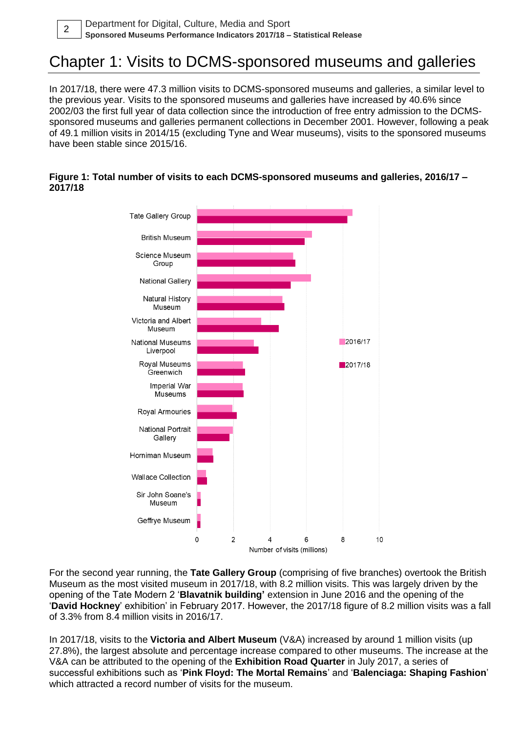# Chapter 1: Visits to DCMS-sponsored museums and galleries

In 2017/18, there were 47.3 million visits to DCMS-sponsored museums and galleries, a similar level to the previous year. Visits to the sponsored museums and galleries have increased by 40.6% since 2002/03 the first full year of data collection since the introduction of free entry admission to the DCMS-sponsored museums and galleries permanent collections in December 2001. However, following a peak of 49.1 million visits in 2014/15 (excluding Tyne and Wear museums), visits to the sponsored museums have been stable since 2015/16.

**Figure 1: Total number of visits to each DCMS-sponsored museums and galleries, 2016/17 – 2017/18**

For the second year running, the **Tate Gallery Group** (comprising of five branches) overtook the British Museum as the most visited museum in 2017/18, with 8.2 million visits. This was largely driven by the opening of the Tate Modern 2 '**Blavatnik building'** extension in June 2016 and the opening of the '**David Hockney**' exhibition' in February 2017. However, the 2017/18 figure of 8.2 million visits was a fall of 3.3% from 8.4 million visits in 2016/17.

In 2017/18, visits to the **Victoria and Albert Museum** (V&A) increased by around 1 million visits (up 27.8%), the largest absolute and percentage increase compared to other museums. The increase at the V&A can be attributed to the opening of the **Exhibition Road Quarter** in July 2017, a series of successful exhibitions such as '**Pink Floyd: The Mortal Remains**' and '**Balenciaga: Shaping Fashion**' which attracted a record number of visits for the museum.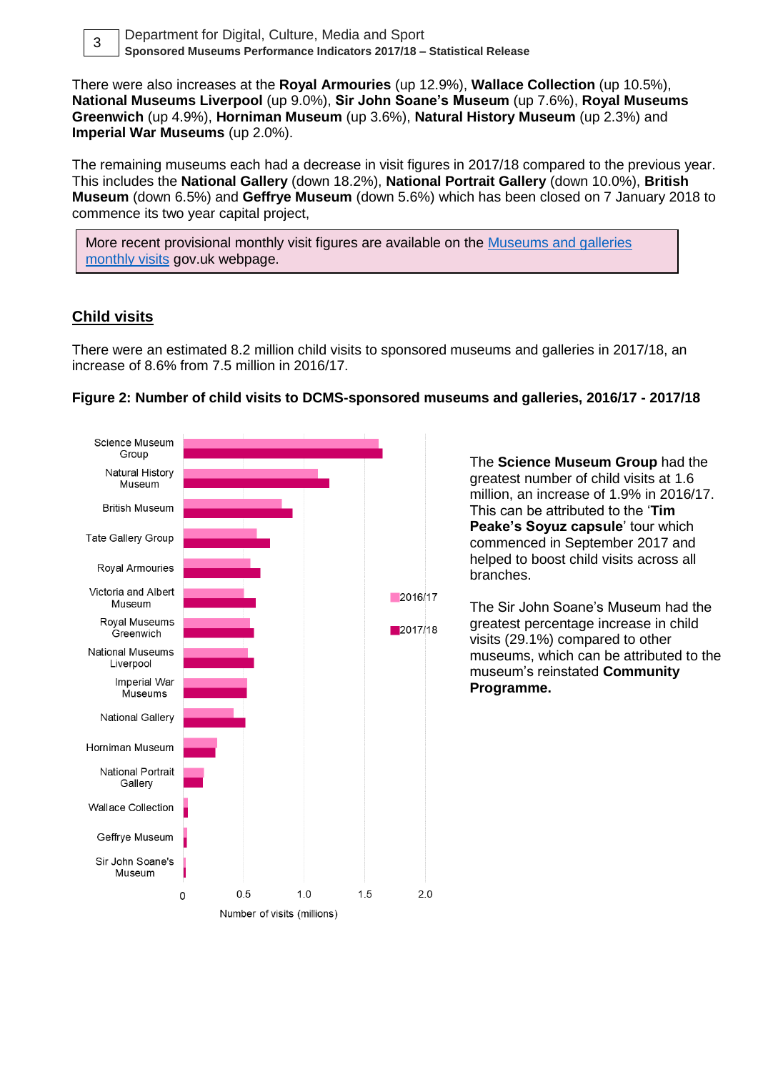There were also increases at the **Royal Armouries** (up 12.9%), **Wallace Collection** (up 10.5%), **National Museums Liverpool** (up 9.0%), **Sir John Soane's Museum** (up 7.6%), **Royal Museums Greenwich** (up 4.9%), **Horniman Museum** (up 3.6%), **Natural History Museum** (up 2.3%) and **Imperial War Museums** (up 2.0%).

The remaining museums each had a decrease in visit figures in 2017/18 compared to the previous year. This includes the **National Gallery** (down 18.2%), **National Portrait Gallery** (down 10.0%), **British Museum** (down 6.5%) and **Geffrye Museum** (down 5.6%) which has been closed on 7 January 2018 to commence its two year capital project,

> More recent provisional monthly visit figures are available on the [Museums and galleries monthly visits]() gov.uk webpage.

## Child visits

There were an estimated 8.2 million child visits to sponsored museums and galleries in 2017/18, an increase of 8.6% from 7.5 million in 2016/17.

**Figure 2: Number of child visits to DCMS-sponsored museums and galleries, 2016/17 - 2017/18**

The **Science Museum Group** had the greatest number of child visits at 1.6 million, an increase of 1.9% in 2016/17. This can be attributed to the '**Tim Peake's Soyuz capsule**' tour which commenced in September 2017 and helped to boost child visits across all branches.

The Sir John Soane's Museum had the greatest percentage increase in child visits (29.1%) compared to other museums, which can be attributed to the museum's reinstated **Community Programme.**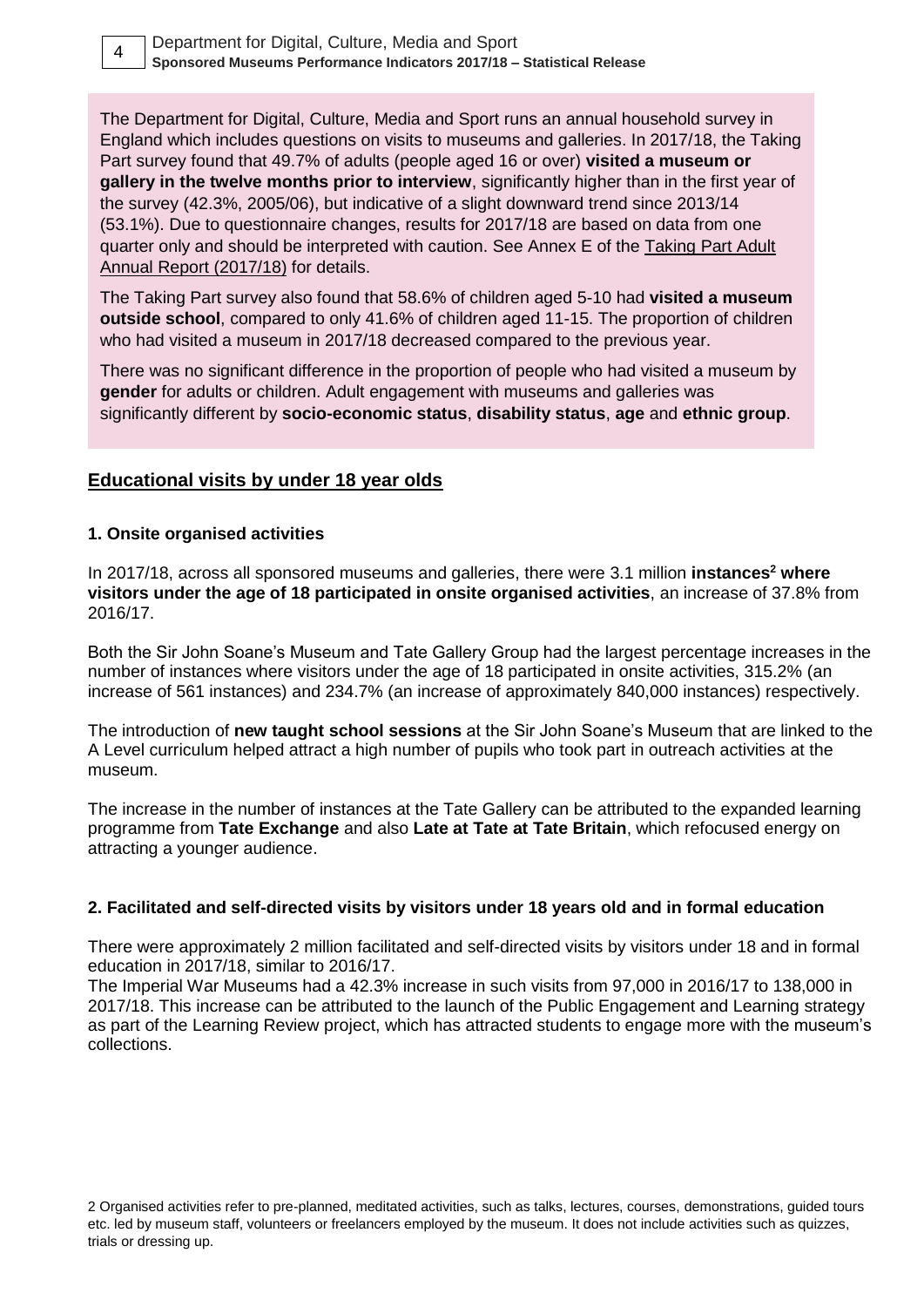The Department for Digital, Culture, Media and Sport runs an annual household survey in England which includes questions on visits to museums and galleries. In 2017/18, the Taking Part survey found that 49.7% of adults (people aged 16 or over) **visited a museum or gallery in the twelve months prior to interview**, significantly higher than in the first year of the survey (42.3%, 2005/06), but indicative of a slight downward trend since 2013/14 (53.1%). Due to questionnaire changes, results for 2017/18 are based on data from one quarter only and should be interpreted with caution. See Annex E of the Taking Part Adult Annual Report (2017/18) for details.

The Taking Part survey also found that 58.6% of children aged 5-10 had **visited a museum outside school**, compared to only 41.6% of children aged 11-15. The proportion of children who had visited a museum in 2017/18 decreased compared to the previous year.

There was no significant difference in the proportion of people who had visited a museum by **gender** for adults or children. Adult engagement with museums and galleries was significantly different by **socio-economic status**, **disability status**, **age** and **ethnic group**.

## Educational visits by under 18 year olds

### 1. Onsite organised activities

In 2017/18, across all sponsored museums and galleries, there were 3.1 million **instances[2] where visitors under the age of 18 participated in onsite organised activities**, an increase of 37.8% from 2016/17.

Both the Sir John Soane's Museum and Tate Gallery Group had the largest percentage increases in the number of instances where visitors under the age of 18 participated in onsite activities, 315.2% (an increase of 561 instances) and 234.7% (an increase of approximately 840,000 instances) respectively.

The introduction of **new taught school sessions** at the Sir John Soane's Museum that are linked to the A Level curriculum helped attract a high number of pupils who took part in outreach activities at the museum.

The increase in the number of instances at the Tate Gallery can be attributed to the expanded learning programme from **Tate Exchange** and also **Late at Tate at Tate Britain**, which refocused energy on attracting a younger audience.

### 2. Facilitated and self-directed visits by visitors under 18 years old and in formal education

There were approximately 2 million facilitated and self-directed visits by visitors under 18 and in formal education in 2017/18, similar to 2016/17.

The Imperial War Museums had a 42.3% increase in such visits from 97,000 in 2016/17 to 138,000 in 2017/18. This increase can be attributed to the launch of the Public Engagement and Learning strategy as part of the Learning Review project, which has attracted students to engage more with the museum's collections.

2 Organised activities refer to pre-planned, meditated activities, such as talks, lectures, courses, demonstrations, guided tours etc. led by museum staff, volunteers or freelancers employed by the museum. It does not include activities such as quizzes, trials or dressing up.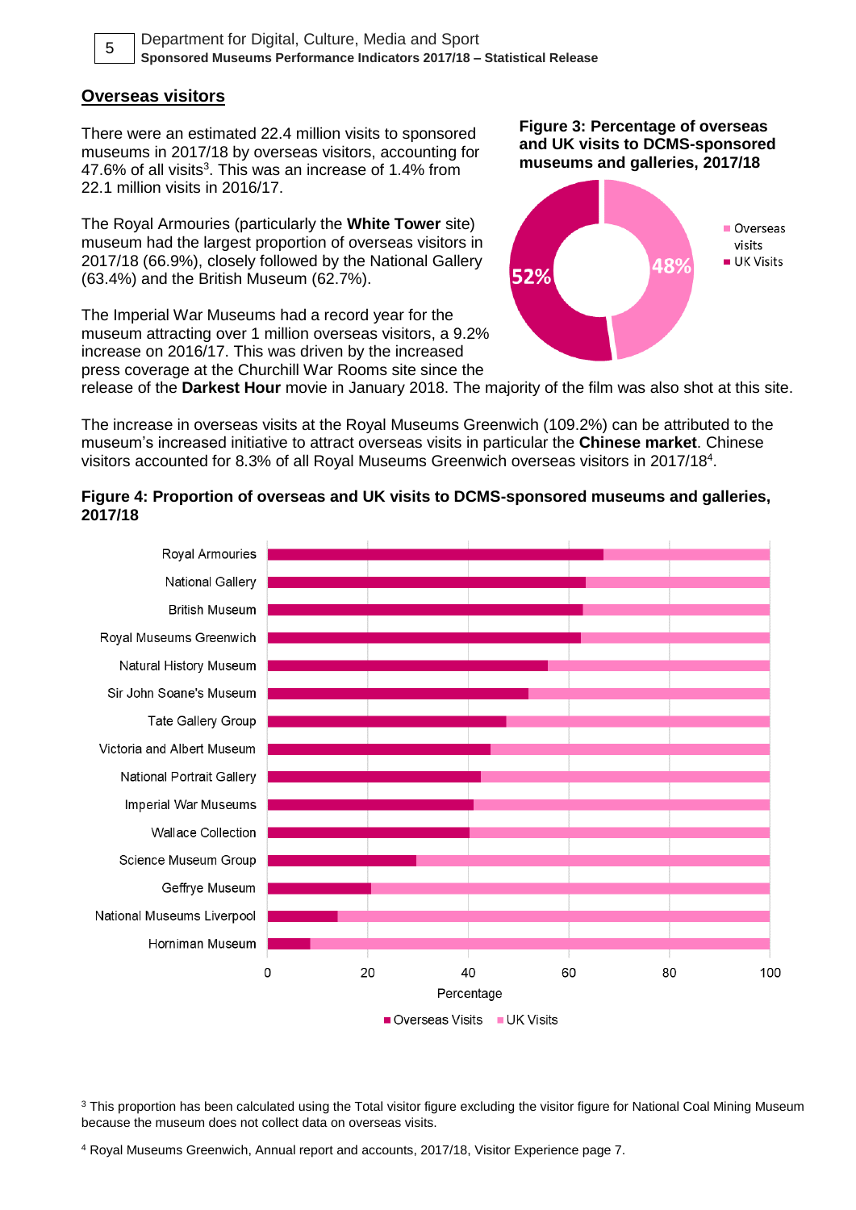## Overseas visitors

There were an estimated 22.4 million visits to sponsored museums in 2017/18 by overseas visitors, accounting for 47.6% of all visits[3]. This was an increase of 1.4% from 22.1 million visits in 2016/17.

The Royal Armouries (particularly the **White Tower** site) museum had the largest proportion of overseas visitors in 2017/18 (66.9%), closely followed by the National Gallery (63.4%) and the British Museum (62.7%).

The Imperial War Museums had a record year for the museum attracting over 1 million overseas visitors, a 9.2% increase on 2016/17. This was driven by the increased press coverage at the Churchill War Rooms site since the release of the **Darkest Hour** movie in January 2018. The majority of the film was also shot at this site.

**Figure 3: Percentage of overseas and UK visits to DCMS-sponsored museums and galleries, 2017/18**

The increase in overseas visits at the Royal Museums Greenwich (109.2%) can be attributed to the museum's increased initiative to attract overseas visits in particular the **Chinese market**. Chinese visitors accounted for 8.3% of all Royal Museums Greenwich overseas visitors in 2017/18[4].

**Figure 4: Proportion of overseas and UK visits to DCMS-sponsored museums and galleries, 2017/18**

[3] This proportion has been calculated using the Total visitor figure excluding the visitor figure for National Coal Mining Museum because the museum does not collect data on overseas visits.

[4] Royal Museums Greenwich, Annual report and accounts, 2017/18, Visitor Experience page 7.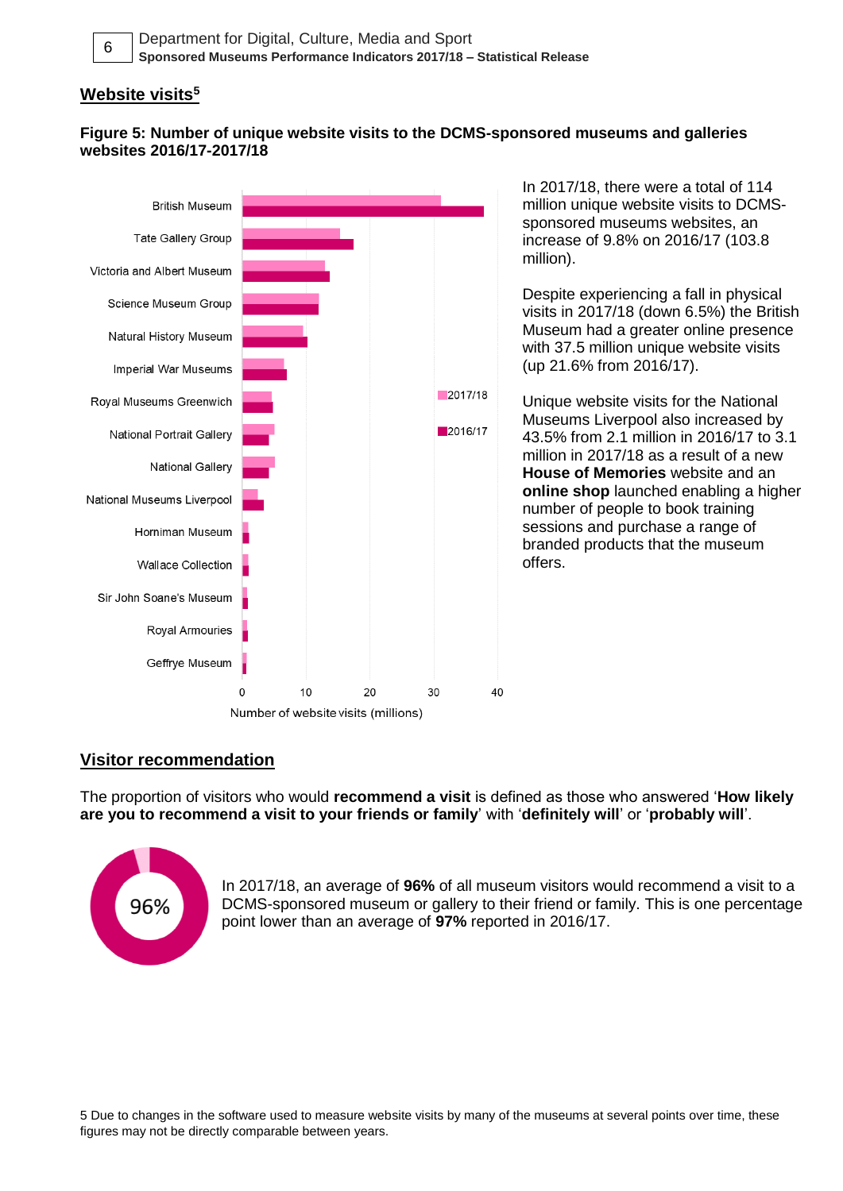## Website visits[5]

**Figure 5: Number of unique website visits to the DCMS-sponsored museums and galleries websites 2016/17-2017/18**

In 2017/18, there were a total of 114 million unique website visits to DCMS-sponsored museums websites, an increase of 9.8% on 2016/17 (103.8 million).

Despite experiencing a fall in physical visits in 2017/18 (down 6.5%) the British Museum had a greater online presence with 37.5 million unique website visits (up 21.6% from 2016/17).

Unique website visits for the National Museums Liverpool also increased by 43.5% from 2.1 million in 2016/17 to 3.1 million in 2017/18 as a result of a new **House of Memories** website and an **online shop** launched enabling a higher number of people to book training sessions and purchase a range of branded products that the museum offers.

## Visitor recommendation

The proportion of visitors who would **recommend a visit** is defined as those who answered '**How likely are you to recommend a visit to your friends or family**' with '**definitely will**' or '**probably will**'.

96%

In 2017/18, an average of **96%** of all museum visitors would recommend a visit to a DCMS-sponsored museum or gallery to their friend or family. This is one percentage point lower than an average of **97%** reported in 2016/17.

5 Due to changes in the software used to measure website visits by many of the museums at several points over time, these figures may not be directly comparable between years.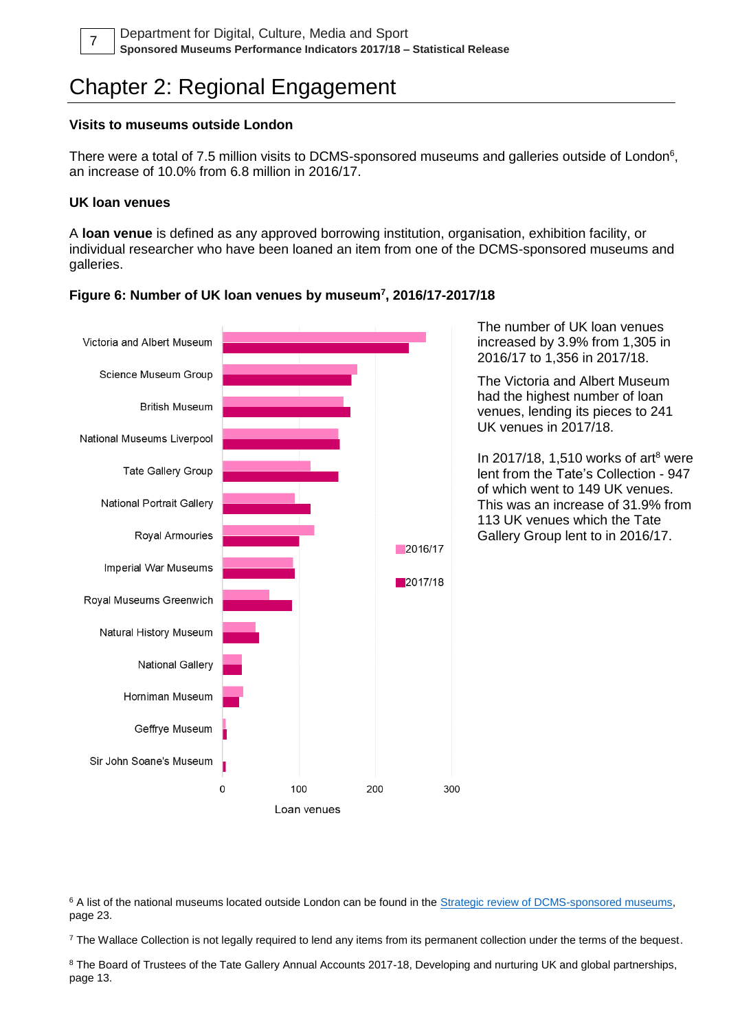# Chapter 2: Regional Engagement

### Visits to museums outside London

There were a total of 7.5 million visits to DCMS-sponsored museums and galleries outside of London[6], an increase of 10.0% from 6.8 million in 2016/17.

### UK loan venues

A **loan venue** is defined as any approved borrowing institution, organisation, exhibition facility, or individual researcher who have been loaned an item from one of the DCMS-sponsored museums and galleries.

**Figure 6: Number of UK loan venues by museum[7], 2016/17-2017/18**

The number of UK loan venues increased by 3.9% from 1,305 in 2016/17 to 1,356 in 2017/18.

The Victoria and Albert Museum had the highest number of loan venues, lending its pieces to 241 UK venues in 2017/18.

In 2017/18, 1,510 works of art[8] were lent from the Tate's Collection - 947 of which went to 149 UK venues. This was an increase of 31.9% from 113 UK venues which the Tate Gallery Group lent to in 2016/17.

[6] A list of the national museums located outside London can be found in the Strategic review of DCMS-sponsored museums, page 23.

[7] The Wallace Collection is not legally required to lend any items from its permanent collection under the terms of the bequest.

[8] The Board of Trustees of the Tate Gallery Annual Accounts 2017-18, Developing and nurturing UK and global partnerships, page 13.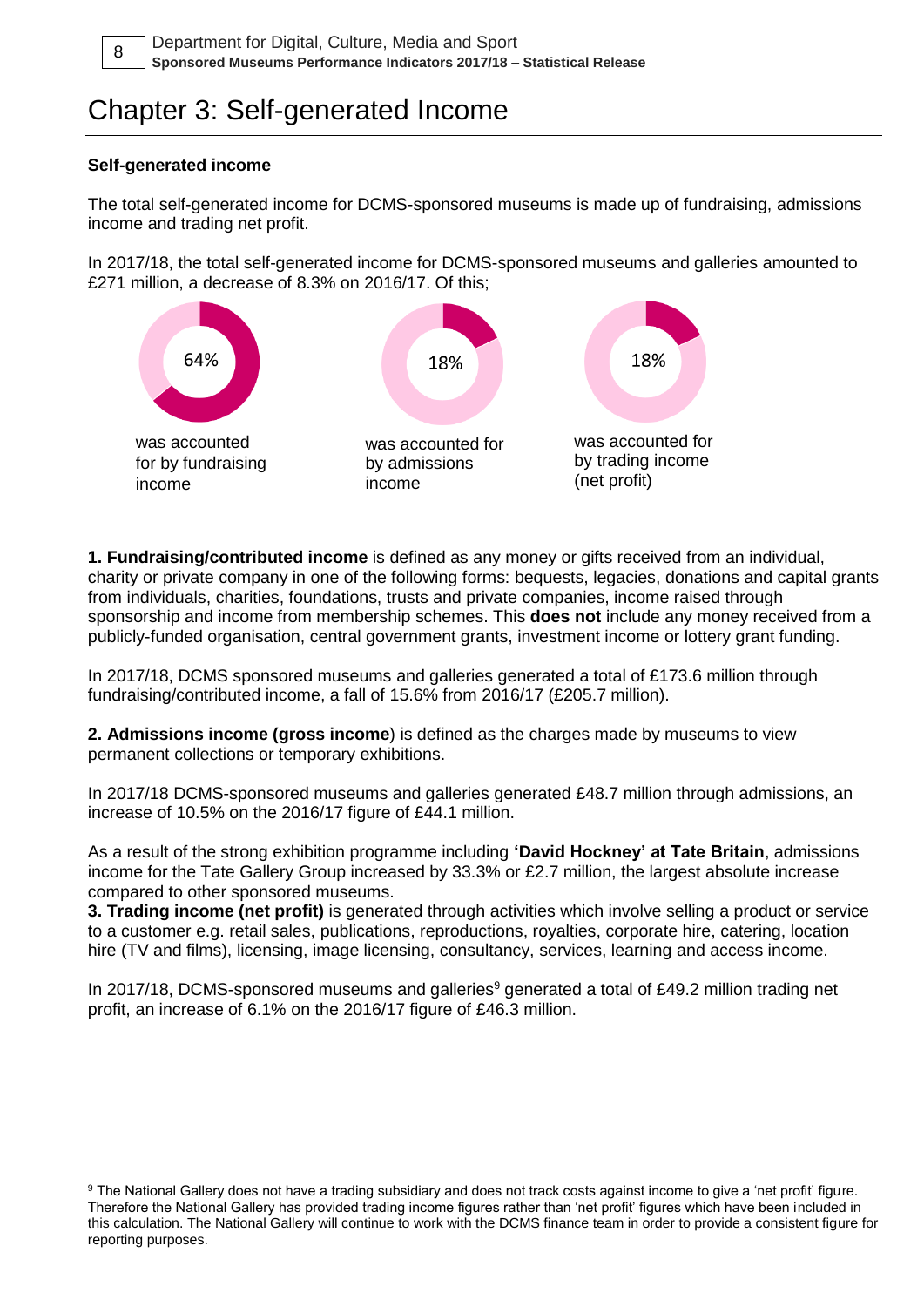# Chapter 3: Self-generated Income

**Self-generated income**

The total self-generated income for DCMS-sponsored museums is made up of fundraising, admissions income and trading net profit.

In 2017/18, the total self-generated income for DCMS-sponsored museums and galleries amounted to £271 million, a decrease of 8.3% on 2016/17. Of this;

64% was accounted for by fundraising income

18% was accounted for by admissions income

18% was accounted for by trading income (net profit)

**1. Fundraising/contributed income** is defined as any money or gifts received from an individual, charity or private company in one of the following forms: bequests, legacies, donations and capital grants from individuals, charities, foundations, trusts and private companies, income raised through sponsorship and income from membership schemes. This **does not** include any money received from a publicly-funded organisation, central government grants, investment income or lottery grant funding.

In 2017/18, DCMS sponsored museums and galleries generated a total of £173.6 million through fundraising/contributed income, a fall of 15.6% from 2016/17 (£205.7 million).

**2. Admissions income (gross income**) is defined as the charges made by museums to view permanent collections or temporary exhibitions.

In 2017/18 DCMS-sponsored museums and galleries generated £48.7 million through admissions, an increase of 10.5% on the 2016/17 figure of £44.1 million.

As a result of the strong exhibition programme including **'David Hockney' at Tate Britain**, admissions income for the Tate Gallery Group increased by 33.3% or £2.7 million, the largest absolute increase compared to other sponsored museums.

**3. Trading income (net profit)** is generated through activities which involve selling a product or service to a customer e.g. retail sales, publications, reproductions, royalties, corporate hire, catering, location hire (TV and films), licensing, image licensing, consultancy, services, learning and access income.

In 2017/18, DCMS-sponsored museums and galleries[9] generated a total of £49.2 million trading net profit, an increase of 6.1% on the 2016/17 figure of £46.3 million.

[9] The National Gallery does not have a trading subsidiary and does not track costs against income to give a 'net profit' figure. Therefore the National Gallery has provided trading income figures rather than 'net profit' figures which have been included in this calculation. The National Gallery will continue to work with the DCMS finance team in order to provide a consistent figure for reporting purposes.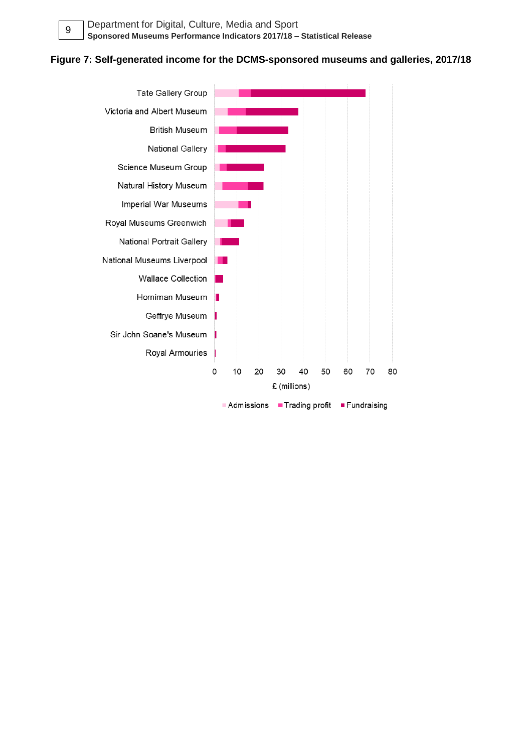**Figure 7: Self-generated income for the DCMS-sponsored museums and galleries, 2017/18**

Tate Gallery Group
Victoria and Albert Museum
British Museum
National Gallery
Science Museum Group
Natural History Museum
Imperial War Museums
Royal Museums Greenwich
National Portrait Gallery
National Museums Liverpool
Wallace Collection
Horniman Museum
Geffrye Museum
Sir John Soane's Museum
Royal Armouries

0 10 20 30 40 50 60 70 80

£ (millions)

Admissions | Trading profit | Fundraising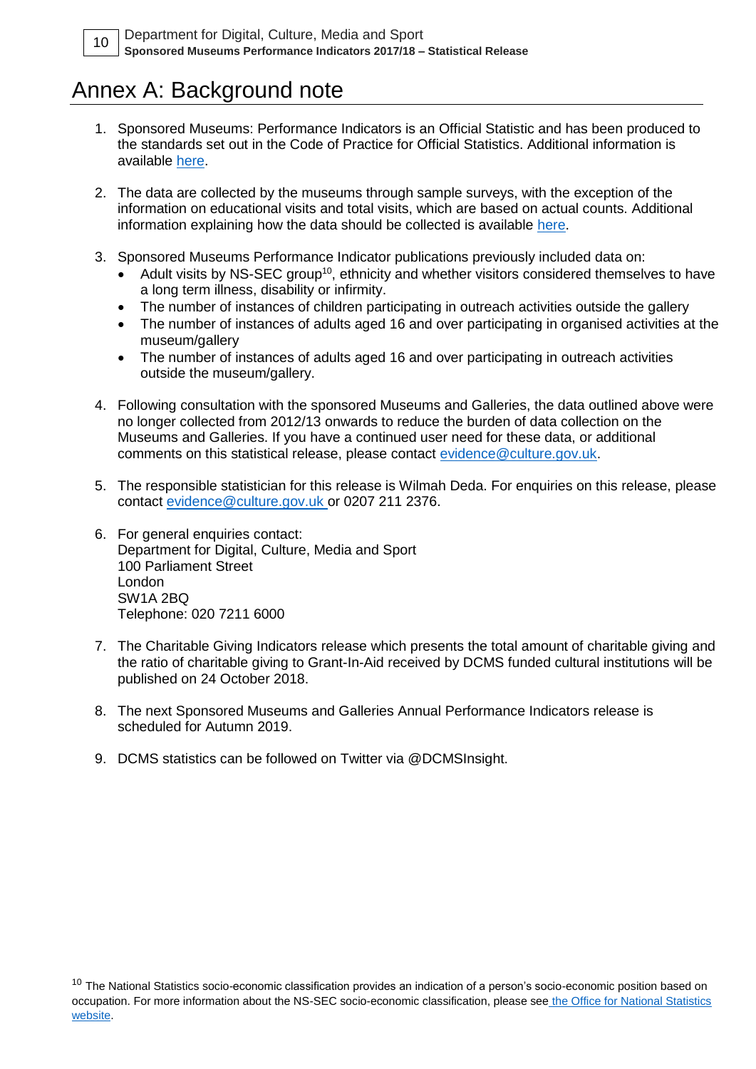# Annex A: Background note

1. Sponsored Museums: Performance Indicators is an Official Statistic and has been produced to the standards set out in the Code of Practice for Official Statistics. Additional information is available here.

2. The data are collected by the museums through sample surveys, with the exception of the information on educational visits and total visits, which are based on actual counts. Additional information explaining how the data should be collected is available here.

3. Sponsored Museums Performance Indicator publications previously included data on:
   - Adult visits by NS-SEC group[10], ethnicity and whether visitors considered themselves to have a long term illness, disability or infirmity.
   - The number of instances of children participating in outreach activities outside the gallery
   - The number of instances of adults aged 16 and over participating in organised activities at the museum/gallery
   - The number of instances of adults aged 16 and over participating in outreach activities outside the museum/gallery.

4. Following consultation with the sponsored Museums and Galleries, the data outlined above were no longer collected from 2012/13 onwards to reduce the burden of data collection on the Museums and Galleries. If you have a continued user need for these data, or additional comments on this statistical release, please contact evidence@culture.gov.uk.

5. The responsible statistician for this release is Wilmah Deda. For enquiries on this release, please contact evidence@culture.gov.uk or 0207 211 2376.

6. For general enquiries contact:
   Department for Digital, Culture, Media and Sport
   100 Parliament Street
   London
   SW1A 2BQ
   Telephone: 020 7211 6000

7. The Charitable Giving Indicators release which presents the total amount of charitable giving and the ratio of charitable giving to Grant-In-Aid received by DCMS funded cultural institutions will be published on 24 October 2018.

8. The next Sponsored Museums and Galleries Annual Performance Indicators release is scheduled for Autumn 2019.

9. DCMS statistics can be followed on Twitter via @DCMSInsight.

[10] The National Statistics socio-economic classification provides an indication of a person's socio-economic position based on occupation. For more information about the NS-SEC socio-economic classification, please see the Office for National Statistics website.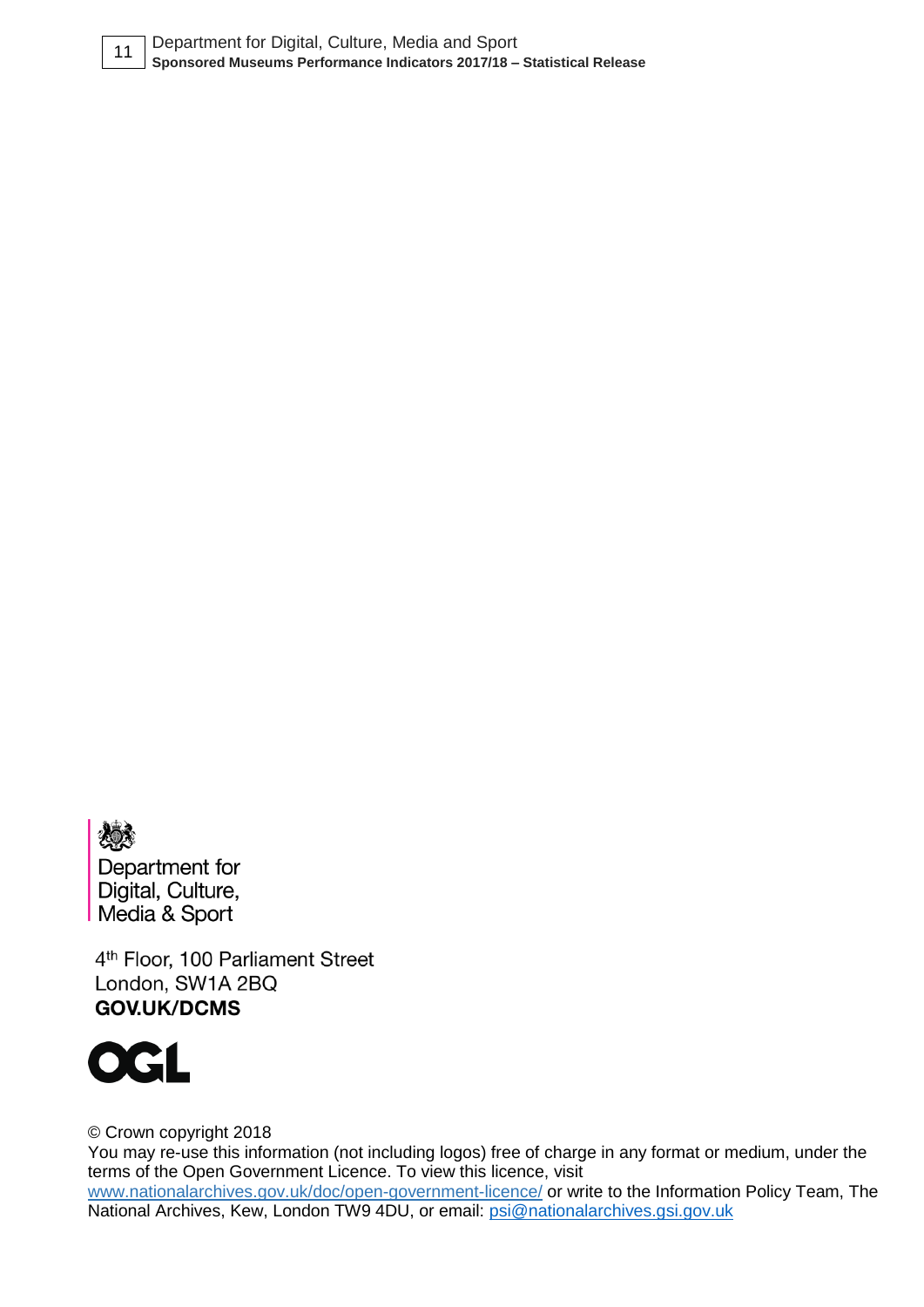Department for Digital, Culture, Media & Sport

4th Floor, 100 Parliament Street
London, SW1A 2BQ
**GOV.UK/DCMS**

OGL

© Crown copyright 2018
You may re-use this information (not including logos) free of charge in any format or medium, under the terms of the Open Government Licence. To view this licence, visit www.nationalarchives.gov.uk/doc/open-government-licence/ or write to the Information Policy Team, The National Archives, Kew, London TW9 4DU, or email: psi@nationalarchives.gsi.gov.uk